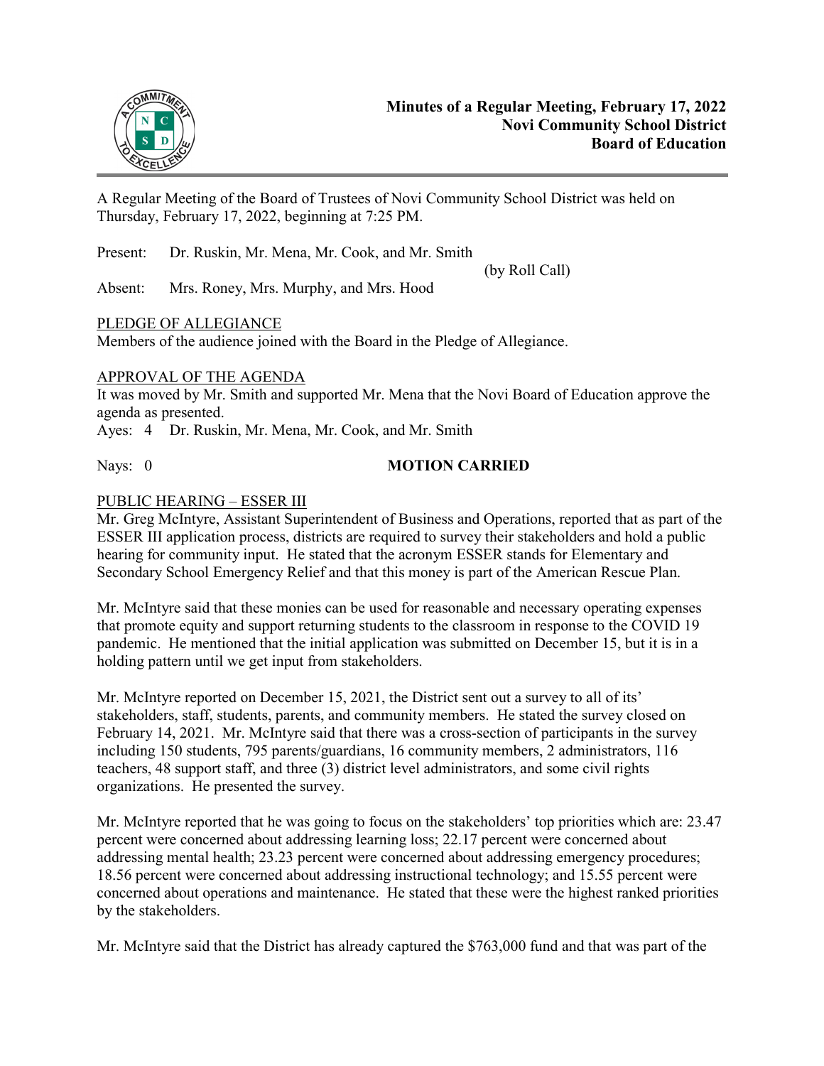**Minutes of a Regular Meeting, February 17, 2022**
**Novi Community School District**
**Board of Education**

A Regular Meeting of the Board of Trustees of Novi Community School District was held on Thursday, February 17, 2022, beginning at 7:25 PM.

Present: Dr. Ruskin, Mr. Mena, Mr. Cook, and Mr. Smith (by Roll Call)

Absent: Mrs. Roney, Mrs. Murphy, and Mrs. Hood

PLEDGE OF ALLEGIANCE

Members of the audience joined with the Board in the Pledge of Allegiance.

APPROVAL OF THE AGENDA

It was moved by Mr. Smith and supported Mr. Mena that the Novi Board of Education approve the agenda as presented.

Ayes: 4 Dr. Ruskin, Mr. Mena, Mr. Cook, and Mr. Smith

Nays: 0 **MOTION CARRIED**

PUBLIC HEARING – ESSER III

Mr. Greg McIntyre, Assistant Superintendent of Business and Operations, reported that as part of the ESSER III application process, districts are required to survey their stakeholders and hold a public hearing for community input. He stated that the acronym ESSER stands for Elementary and Secondary School Emergency Relief and that this money is part of the American Rescue Plan.

Mr. McIntyre said that these monies can be used for reasonable and necessary operating expenses that promote equity and support returning students to the classroom in response to the COVID 19 pandemic. He mentioned that the initial application was submitted on December 15, but it is in a holding pattern until we get input from stakeholders.

Mr. McIntyre reported on December 15, 2021, the District sent out a survey to all of its' stakeholders, staff, students, parents, and community members. He stated the survey closed on February 14, 2021. Mr. McIntyre said that there was a cross-section of participants in the survey including 150 students, 795 parents/guardians, 16 community members, 2 administrators, 116 teachers, 48 support staff, and three (3) district level administrators, and some civil rights organizations. He presented the survey.

Mr. McIntyre reported that he was going to focus on the stakeholders' top priorities which are: 23.47 percent were concerned about addressing learning loss; 22.17 percent were concerned about addressing mental health; 23.23 percent were concerned about addressing emergency procedures; 18.56 percent were concerned about addressing instructional technology; and 15.55 percent were concerned about operations and maintenance. He stated that these were the highest ranked priorities by the stakeholders.

Mr. McIntyre said that the District has already captured the $763,000 fund and that was part of the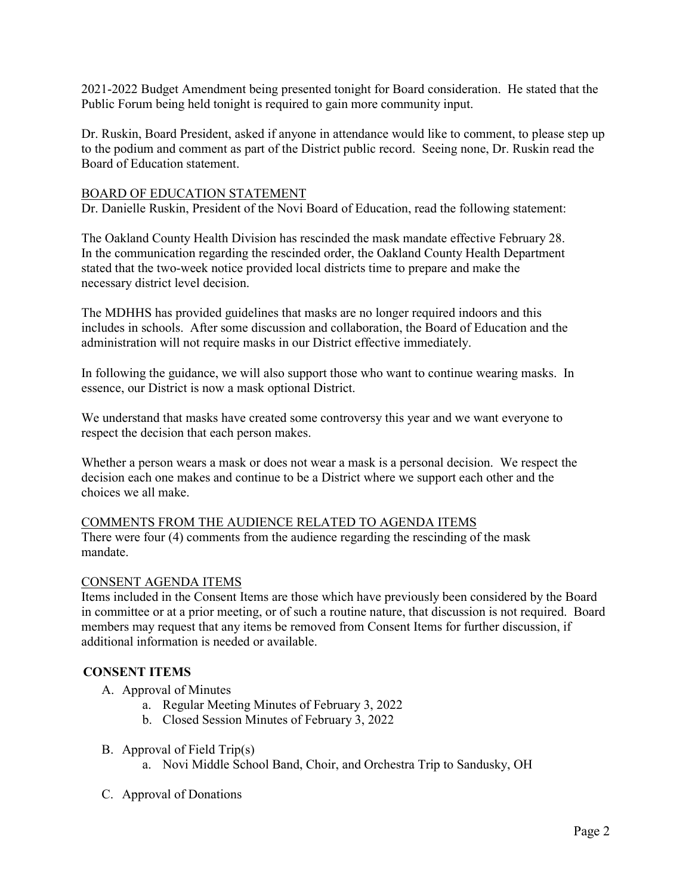2021-2022 Budget Amendment being presented tonight for Board consideration. He stated that the Public Forum being held tonight is required to gain more community input.

Dr. Ruskin, Board President, asked if anyone in attendance would like to comment, to please step up to the podium and comment as part of the District public record. Seeing none, Dr. Ruskin read the Board of Education statement.

BOARD OF EDUCATION STATEMENT

Dr. Danielle Ruskin, President of the Novi Board of Education, read the following statement:

The Oakland County Health Division has rescinded the mask mandate effective February 28. In the communication regarding the rescinded order, the Oakland County Health Department stated that the two-week notice provided local districts time to prepare and make the necessary district level decision.

The MDHHS has provided guidelines that masks are no longer required indoors and this includes in schools. After some discussion and collaboration, the Board of Education and the administration will not require masks in our District effective immediately.

In following the guidance, we will also support those who want to continue wearing masks. In essence, our District is now a mask optional District.

We understand that masks have created some controversy this year and we want everyone to respect the decision that each person makes.

Whether a person wears a mask or does not wear a mask is a personal decision. We respect the decision each one makes and continue to be a District where we support each other and the choices we all make.

COMMENTS FROM THE AUDIENCE RELATED TO AGENDA ITEMS

There were four (4) comments from the audience regarding the rescinding of the mask mandate.

CONSENT AGENDA ITEMS

Items included in the Consent Items are those which have previously been considered by the Board in committee or at a prior meeting, or of such a routine nature, that discussion is not required. Board members may request that any items be removed from Consent Items for further discussion, if additional information is needed or available.

**CONSENT ITEMS**

A. Approval of Minutes
   a. Regular Meeting Minutes of February 3, 2022
   b. Closed Session Minutes of February 3, 2022

B. Approval of Field Trip(s)
   a. Novi Middle School Band, Choir, and Orchestra Trip to Sandusky, OH

C. Approval of Donations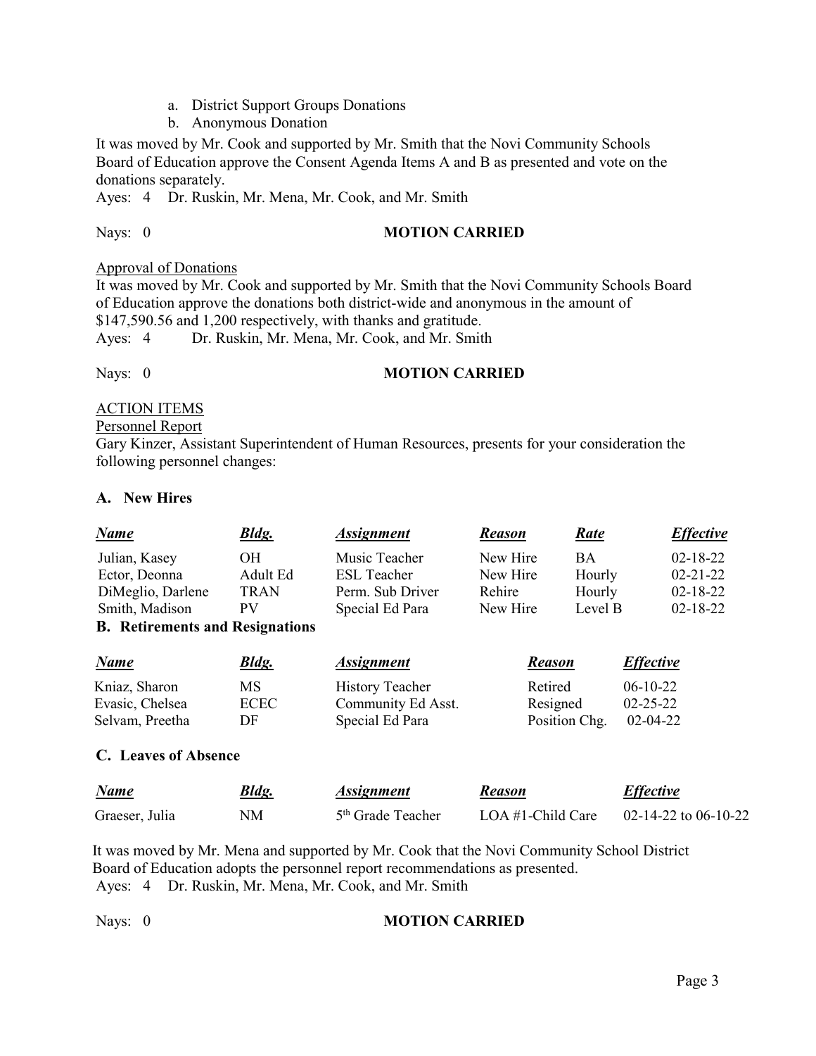a. District Support Groups Donations
b. Anonymous Donation

It was moved by Mr. Cook and supported by Mr. Smith that the Novi Community Schools Board of Education approve the Consent Agenda Items A and B as presented and vote on the donations separately.
Ayes: 4 Dr. Ruskin, Mr. Mena, Mr. Cook, and Mr. Smith

Nays: 0 **MOTION CARRIED**

Approval of Donations
It was moved by Mr. Cook and supported by Mr. Smith that the Novi Community Schools Board of Education approve the donations both district-wide and anonymous in the amount of $147,590.56 and 1,200 respectively, with thanks and gratitude.
Ayes: 4 Dr. Ruskin, Mr. Mena, Mr. Cook, and Mr. Smith

Nays: 0 **MOTION CARRIED**

ACTION ITEMS
Personnel Report
Gary Kinzer, Assistant Superintendent of Human Resources, presents for your consideration the following personnel changes:

**A. New Hires**

| ***Name*** | ***Bldg.*** | ***Assignment*** | ***Reason*** | ***Rate*** | ***Effective*** |
|---|---|---|---|---|---|
| Julian, Kasey | OH | Music Teacher | New Hire | BA | 02-18-22 |
| Ector, Deonna | Adult Ed | ESL Teacher | New Hire | Hourly | 02-21-22 |
| DiMeglio, Darlene | TRAN | Perm. Sub Driver | Rehire | Hourly | 02-18-22 |
| Smith, Madison | PV | Special Ed Para | New Hire | Level B | 02-18-22 |

**B. Retirements and Resignations**

| ***Name*** | ***Bldg.*** | ***Assignment*** | ***Reason*** | ***Effective*** |
|---|---|---|---|---|
| Kniaz, Sharon | MS | History Teacher | Retired | 06-10-22 |
| Evasic, Chelsea | ECEC | Community Ed Asst. | Resigned | 02-25-22 |
| Selvam, Preetha | DF | Special Ed Para | Position Chg. | 02-04-22 |

**C. Leaves of Absence**

| ***Name*** | ***Bldg.*** | ***Assignment*** | ***Reason*** | ***Effective*** |
|---|---|---|---|---|
| Graeser, Julia | NM | 5th Grade Teacher | LOA #1-Child Care | 02-14-22 to 06-10-22 |

It was moved by Mr. Mena and supported by Mr. Cook that the Novi Community School District Board of Education adopts the personnel report recommendations as presented.
Ayes: 4 Dr. Ruskin, Mr. Mena, Mr. Cook, and Mr. Smith

Nays: 0 **MOTION CARRIED**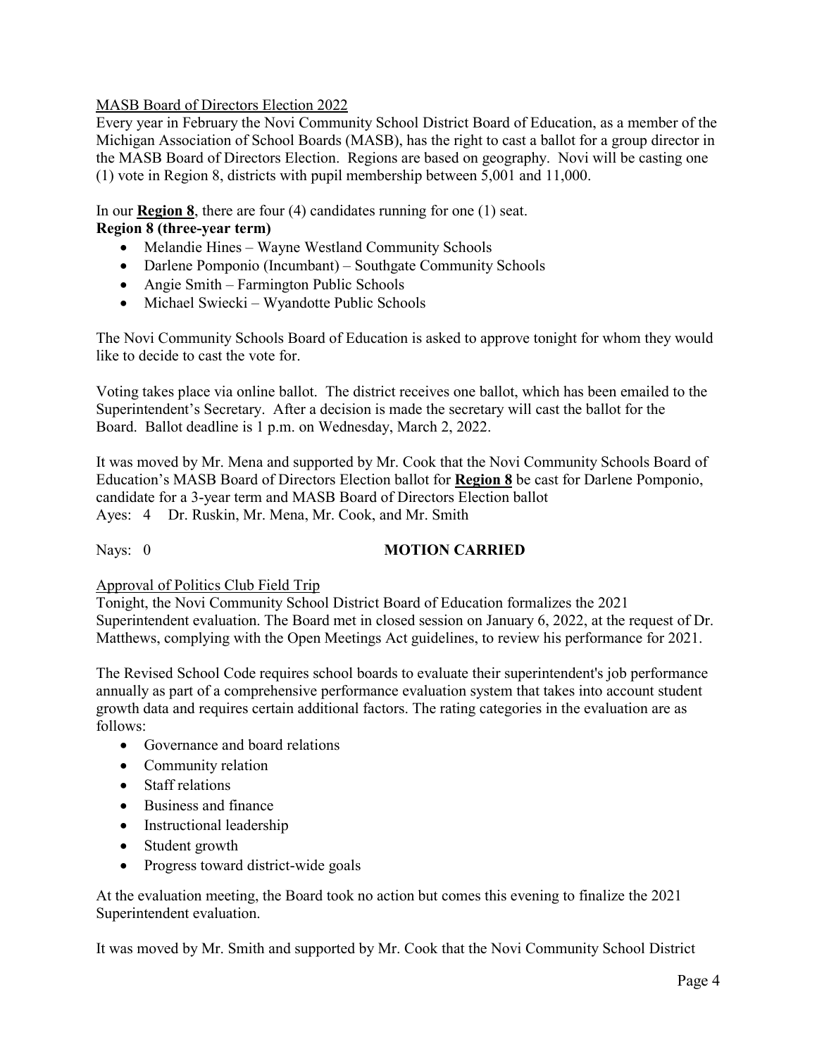MASB Board of Directors Election 2022

Every year in February the Novi Community School District Board of Education, as a member of the Michigan Association of School Boards (MASB), has the right to cast a ballot for a group director in the MASB Board of Directors Election. Regions are based on geography. Novi will be casting one (1) vote in Region 8, districts with pupil membership between 5,001 and 11,000.

In our **Region 8**, there are four (4) candidates running for one (1) seat.

**Region 8 (three-year term)**

- Melandie Hines – Wayne Westland Community Schools
- Darlene Pomponio (Incumbant) – Southgate Community Schools
- Angie Smith – Farmington Public Schools
- Michael Swiecki – Wyandotte Public Schools

The Novi Community Schools Board of Education is asked to approve tonight for whom they would like to decide to cast the vote for.

Voting takes place via online ballot. The district receives one ballot, which has been emailed to the Superintendent's Secretary. After a decision is made the secretary will cast the ballot for the Board. Ballot deadline is 1 p.m. on Wednesday, March 2, 2022.

It was moved by Mr. Mena and supported by Mr. Cook that the Novi Community Schools Board of Education's MASB Board of Directors Election ballot for **Region 8** be cast for Darlene Pomponio, candidate for a 3-year term and MASB Board of Directors Election ballot

Ayes: 4 Dr. Ruskin, Mr. Mena, Mr. Cook, and Mr. Smith

Nays: 0 **MOTION CARRIED**

Approval of Politics Club Field Trip

Tonight, the Novi Community School District Board of Education formalizes the 2021 Superintendent evaluation. The Board met in closed session on January 6, 2022, at the request of Dr. Matthews, complying with the Open Meetings Act guidelines, to review his performance for 2021.

The Revised School Code requires school boards to evaluate their superintendent's job performance annually as part of a comprehensive performance evaluation system that takes into account student growth data and requires certain additional factors. The rating categories in the evaluation are as follows:

- Governance and board relations
- Community relation
- Staff relations
- Business and finance
- Instructional leadership
- Student growth
- Progress toward district-wide goals

At the evaluation meeting, the Board took no action but comes this evening to finalize the 2021 Superintendent evaluation.

It was moved by Mr. Smith and supported by Mr. Cook that the Novi Community School District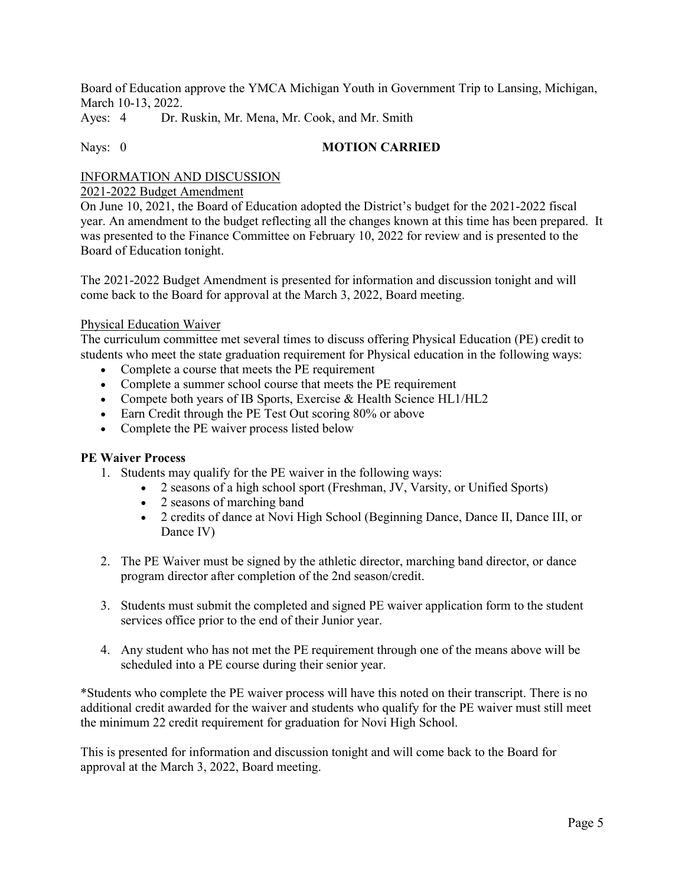Board of Education approve the YMCA Michigan Youth in Government Trip to Lansing, Michigan, March 10-13, 2022.

Ayes: 4 Dr. Ruskin, Mr. Mena, Mr. Cook, and Mr. Smith

Nays: 0 **MOTION CARRIED**

INFORMATION AND DISCUSSION

2021-2022 Budget Amendment

On June 10, 2021, the Board of Education adopted the District's budget for the 2021-2022 fiscal year. An amendment to the budget reflecting all the changes known at this time has been prepared. It was presented to the Finance Committee on February 10, 2022 for review and is presented to the Board of Education tonight.

The 2021-2022 Budget Amendment is presented for information and discussion tonight and will come back to the Board for approval at the March 3, 2022, Board meeting.

Physical Education Waiver

The curriculum committee met several times to discuss offering Physical Education (PE) credit to students who meet the state graduation requirement for Physical education in the following ways:

- Complete a course that meets the PE requirement
- Complete a summer school course that meets the PE requirement
- Compete both years of IB Sports, Exercise & Health Science HL1/HL2
- Earn Credit through the PE Test Out scoring 80% or above
- Complete the PE waiver process listed below

**PE Waiver Process**

1. Students may qualify for the PE waiver in the following ways:
   - 2 seasons of a high school sport (Freshman, JV, Varsity, or Unified Sports)
   - 2 seasons of marching band
   - 2 credits of dance at Novi High School (Beginning Dance, Dance II, Dance III, or Dance IV)

2. The PE Waiver must be signed by the athletic director, marching band director, or dance program director after completion of the 2nd season/credit.

3. Students must submit the completed and signed PE waiver application form to the student services office prior to the end of their Junior year.

4. Any student who has not met the PE requirement through one of the means above will be scheduled into a PE course during their senior year.

*Students who complete the PE waiver process will have this noted on their transcript. There is no additional credit awarded for the waiver and students who qualify for the PE waiver must still meet the minimum 22 credit requirement for graduation for Novi High School.

This is presented for information and discussion tonight and will come back to the Board for approval at the March 3, 2022, Board meeting.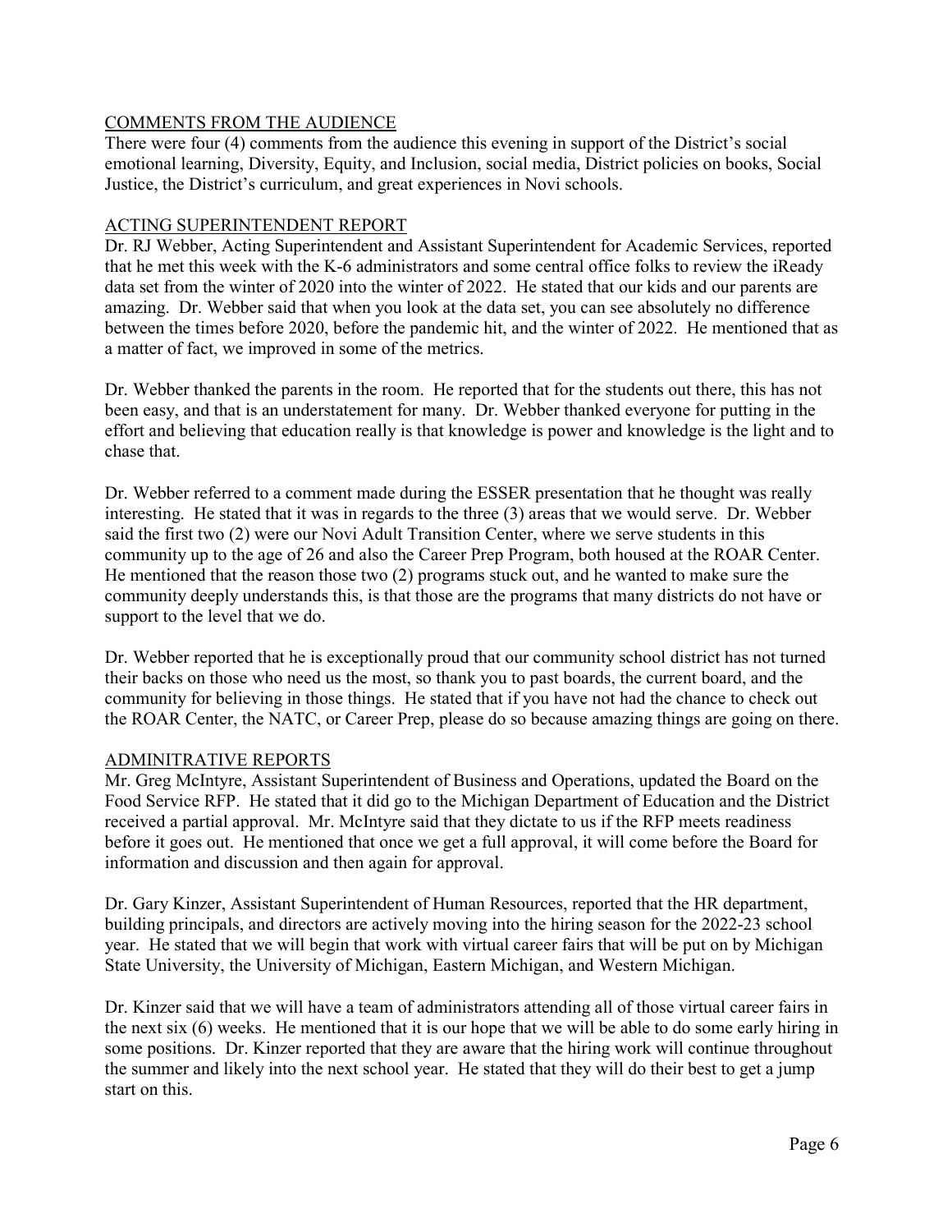## COMMENTS FROM THE AUDIENCE

There were four (4) comments from the audience this evening in support of the District's social emotional learning, Diversity, Equity, and Inclusion, social media, District policies on books, Social Justice, the District's curriculum, and great experiences in Novi schools.

## ACTING SUPERINTENDENT REPORT

Dr. RJ Webber, Acting Superintendent and Assistant Superintendent for Academic Services, reported that he met this week with the K-6 administrators and some central office folks to review the iReady data set from the winter of 2020 into the winter of 2022. He stated that our kids and our parents are amazing. Dr. Webber said that when you look at the data set, you can see absolutely no difference between the times before 2020, before the pandemic hit, and the winter of 2022. He mentioned that as a matter of fact, we improved in some of the metrics.

Dr. Webber thanked the parents in the room. He reported that for the students out there, this has not been easy, and that is an understatement for many. Dr. Webber thanked everyone for putting in the effort and believing that education really is that knowledge is power and knowledge is the light and to chase that.

Dr. Webber referred to a comment made during the ESSER presentation that he thought was really interesting. He stated that it was in regards to the three (3) areas that we would serve. Dr. Webber said the first two (2) were our Novi Adult Transition Center, where we serve students in this community up to the age of 26 and also the Career Prep Program, both housed at the ROAR Center. He mentioned that the reason those two (2) programs stuck out, and he wanted to make sure the community deeply understands this, is that those are the programs that many districts do not have or support to the level that we do.

Dr. Webber reported that he is exceptionally proud that our community school district has not turned their backs on those who need us the most, so thank you to past boards, the current board, and the community for believing in those things. He stated that if you have not had the chance to check out the ROAR Center, the NATC, or Career Prep, please do so because amazing things are going on there.

## ADMINITRATIVE REPORTS

Mr. Greg McIntyre, Assistant Superintendent of Business and Operations, updated the Board on the Food Service RFP. He stated that it did go to the Michigan Department of Education and the District received a partial approval. Mr. McIntyre said that they dictate to us if the RFP meets readiness before it goes out. He mentioned that once we get a full approval, it will come before the Board for information and discussion and then again for approval.

Dr. Gary Kinzer, Assistant Superintendent of Human Resources, reported that the HR department, building principals, and directors are actively moving into the hiring season for the 2022-23 school year. He stated that we will begin that work with virtual career fairs that will be put on by Michigan State University, the University of Michigan, Eastern Michigan, and Western Michigan.

Dr. Kinzer said that we will have a team of administrators attending all of those virtual career fairs in the next six (6) weeks. He mentioned that it is our hope that we will be able to do some early hiring in some positions. Dr. Kinzer reported that they are aware that the hiring work will continue throughout the summer and likely into the next school year. He stated that they will do their best to get a jump start on this.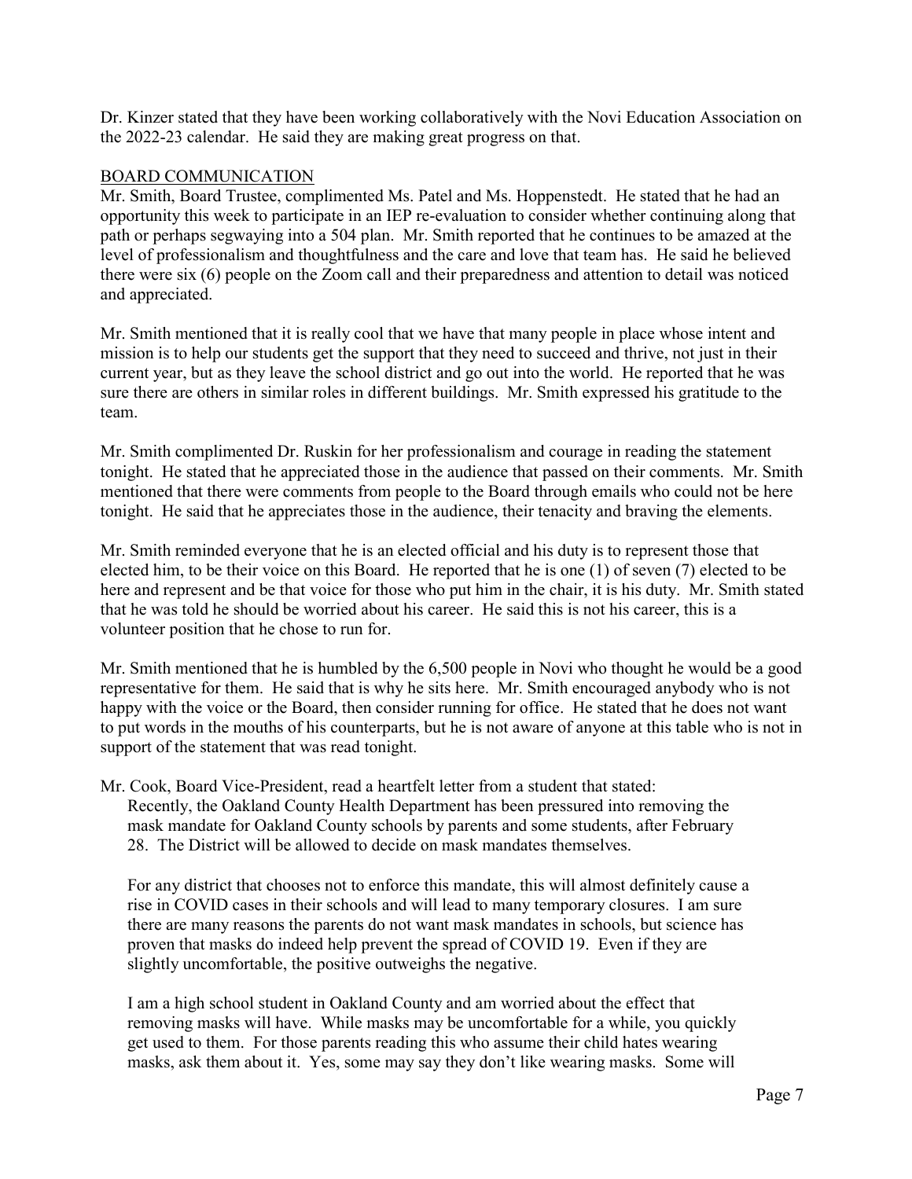Dr. Kinzer stated that they have been working collaboratively with the Novi Education Association on the 2022-23 calendar. He said they are making great progress on that.

BOARD COMMUNICATION

Mr. Smith, Board Trustee, complimented Ms. Patel and Ms. Hoppenstedt. He stated that he had an opportunity this week to participate in an IEP re-evaluation to consider whether continuing along that path or perhaps segwaying into a 504 plan. Mr. Smith reported that he continues to be amazed at the level of professionalism and thoughtfulness and the care and love that team has. He said he believed there were six (6) people on the Zoom call and their preparedness and attention to detail was noticed and appreciated.

Mr. Smith mentioned that it is really cool that we have that many people in place whose intent and mission is to help our students get the support that they need to succeed and thrive, not just in their current year, but as they leave the school district and go out into the world. He reported that he was sure there are others in similar roles in different buildings. Mr. Smith expressed his gratitude to the team.

Mr. Smith complimented Dr. Ruskin for her professionalism and courage in reading the statement tonight. He stated that he appreciated those in the audience that passed on their comments. Mr. Smith mentioned that there were comments from people to the Board through emails who could not be here tonight. He said that he appreciates those in the audience, their tenacity and braving the elements.

Mr. Smith reminded everyone that he is an elected official and his duty is to represent those that elected him, to be their voice on this Board. He reported that he is one (1) of seven (7) elected to be here and represent and be that voice for those who put him in the chair, it is his duty. Mr. Smith stated that he was told he should be worried about his career. He said this is not his career, this is a volunteer position that he chose to run for.

Mr. Smith mentioned that he is humbled by the 6,500 people in Novi who thought he would be a good representative for them. He said that is why he sits here. Mr. Smith encouraged anybody who is not happy with the voice or the Board, then consider running for office. He stated that he does not want to put words in the mouths of his counterparts, but he is not aware of anyone at this table who is not in support of the statement that was read tonight.

Mr. Cook, Board Vice-President, read a heartfelt letter from a student that stated:

> Recently, the Oakland County Health Department has been pressured into removing the mask mandate for Oakland County schools by parents and some students, after February 28. The District will be allowed to decide on mask mandates themselves.
>
> For any district that chooses not to enforce this mandate, this will almost definitely cause a rise in COVID cases in their schools and will lead to many temporary closures. I am sure there are many reasons the parents do not want mask mandates in schools, but science has proven that masks do indeed help prevent the spread of COVID 19. Even if they are slightly uncomfortable, the positive outweighs the negative.
>
> I am a high school student in Oakland County and am worried about the effect that removing masks will have. While masks may be uncomfortable for a while, you quickly get used to them. For those parents reading this who assume their child hates wearing masks, ask them about it. Yes, some may say they don't like wearing masks. Some will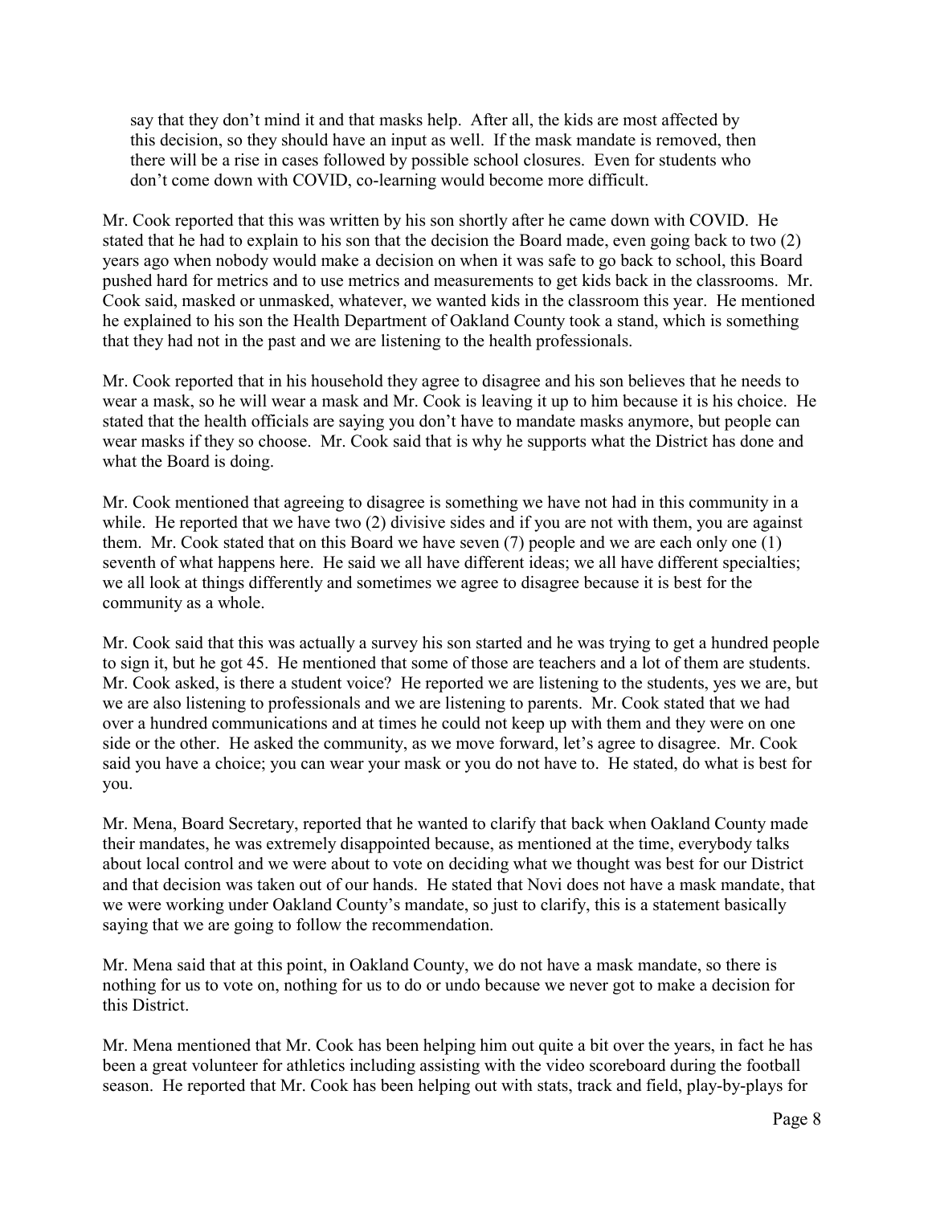say that they don't mind it and that masks help. After all, the kids are most affected by this decision, so they should have an input as well. If the mask mandate is removed, then there will be a rise in cases followed by possible school closures. Even for students who don't come down with COVID, co-learning would become more difficult.

Mr. Cook reported that this was written by his son shortly after he came down with COVID. He stated that he had to explain to his son that the decision the Board made, even going back to two (2) years ago when nobody would make a decision on when it was safe to go back to school, this Board pushed hard for metrics and to use metrics and measurements to get kids back in the classrooms. Mr. Cook said, masked or unmasked, whatever, we wanted kids in the classroom this year. He mentioned he explained to his son the Health Department of Oakland County took a stand, which is something that they had not in the past and we are listening to the health professionals.

Mr. Cook reported that in his household they agree to disagree and his son believes that he needs to wear a mask, so he will wear a mask and Mr. Cook is leaving it up to him because it is his choice. He stated that the health officials are saying you don't have to mandate masks anymore, but people can wear masks if they so choose. Mr. Cook said that is why he supports what the District has done and what the Board is doing.

Mr. Cook mentioned that agreeing to disagree is something we have not had in this community in a while. He reported that we have two (2) divisive sides and if you are not with them, you are against them. Mr. Cook stated that on this Board we have seven (7) people and we are each only one (1) seventh of what happens here. He said we all have different ideas; we all have different specialties; we all look at things differently and sometimes we agree to disagree because it is best for the community as a whole.

Mr. Cook said that this was actually a survey his son started and he was trying to get a hundred people to sign it, but he got 45. He mentioned that some of those are teachers and a lot of them are students. Mr. Cook asked, is there a student voice? He reported we are listening to the students, yes we are, but we are also listening to professionals and we are listening to parents. Mr. Cook stated that we had over a hundred communications and at times he could not keep up with them and they were on one side or the other. He asked the community, as we move forward, let's agree to disagree. Mr. Cook said you have a choice; you can wear your mask or you do not have to. He stated, do what is best for you.

Mr. Mena, Board Secretary, reported that he wanted to clarify that back when Oakland County made their mandates, he was extremely disappointed because, as mentioned at the time, everybody talks about local control and we were about to vote on deciding what we thought was best for our District and that decision was taken out of our hands. He stated that Novi does not have a mask mandate, that we were working under Oakland County's mandate, so just to clarify, this is a statement basically saying that we are going to follow the recommendation.

Mr. Mena said that at this point, in Oakland County, we do not have a mask mandate, so there is nothing for us to vote on, nothing for us to do or undo because we never got to make a decision for this District.

Mr. Mena mentioned that Mr. Cook has been helping him out quite a bit over the years, in fact he has been a great volunteer for athletics including assisting with the video scoreboard during the football season. He reported that Mr. Cook has been helping out with stats, track and field, play-by-plays for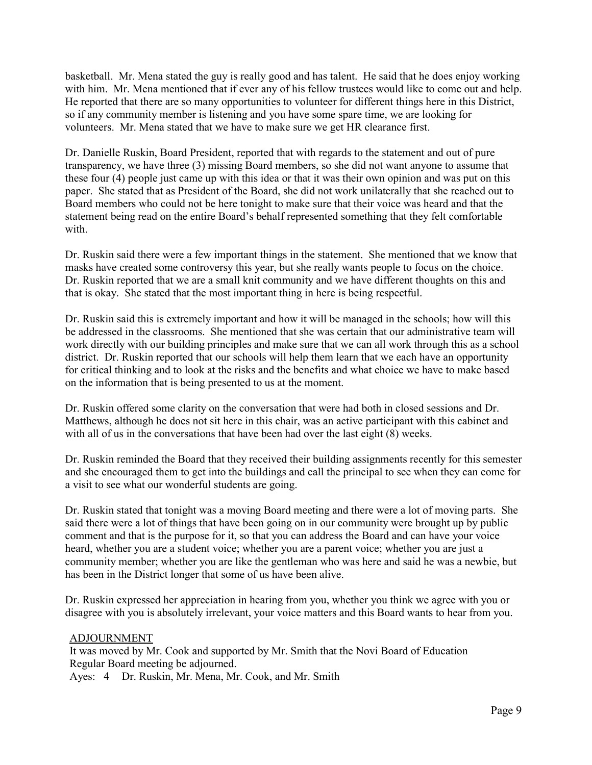basketball. Mr. Mena stated the guy is really good and has talent. He said that he does enjoy working with him. Mr. Mena mentioned that if ever any of his fellow trustees would like to come out and help. He reported that there are so many opportunities to volunteer for different things here in this District, so if any community member is listening and you have some spare time, we are looking for volunteers. Mr. Mena stated that we have to make sure we get HR clearance first.

Dr. Danielle Ruskin, Board President, reported that with regards to the statement and out of pure transparency, we have three (3) missing Board members, so she did not want anyone to assume that these four (4) people just came up with this idea or that it was their own opinion and was put on this paper. She stated that as President of the Board, she did not work unilaterally that she reached out to Board members who could not be here tonight to make sure that their voice was heard and that the statement being read on the entire Board's behalf represented something that they felt comfortable with.

Dr. Ruskin said there were a few important things in the statement. She mentioned that we know that masks have created some controversy this year, but she really wants people to focus on the choice. Dr. Ruskin reported that we are a small knit community and we have different thoughts on this and that is okay. She stated that the most important thing in here is being respectful.

Dr. Ruskin said this is extremely important and how it will be managed in the schools; how will this be addressed in the classrooms. She mentioned that she was certain that our administrative team will work directly with our building principles and make sure that we can all work through this as a school district. Dr. Ruskin reported that our schools will help them learn that we each have an opportunity for critical thinking and to look at the risks and the benefits and what choice we have to make based on the information that is being presented to us at the moment.

Dr. Ruskin offered some clarity on the conversation that were had both in closed sessions and Dr. Matthews, although he does not sit here in this chair, was an active participant with this cabinet and with all of us in the conversations that have been had over the last eight (8) weeks.

Dr. Ruskin reminded the Board that they received their building assignments recently for this semester and she encouraged them to get into the buildings and call the principal to see when they can come for a visit to see what our wonderful students are going.

Dr. Ruskin stated that tonight was a moving Board meeting and there were a lot of moving parts. She said there were a lot of things that have been going on in our community were brought up by public comment and that is the purpose for it, so that you can address the Board and can have your voice heard, whether you are a student voice; whether you are a parent voice; whether you are just a community member; whether you are like the gentleman who was here and said he was a newbie, but has been in the District longer that some of us have been alive.

Dr. Ruskin expressed her appreciation in hearing from you, whether you think we agree with you or disagree with you is absolutely irrelevant, your voice matters and this Board wants to hear from you.

ADJOURNMENT

It was moved by Mr. Cook and supported by Mr. Smith that the Novi Board of Education Regular Board meeting be adjourned.

Ayes: 4 Dr. Ruskin, Mr. Mena, Mr. Cook, and Mr. Smith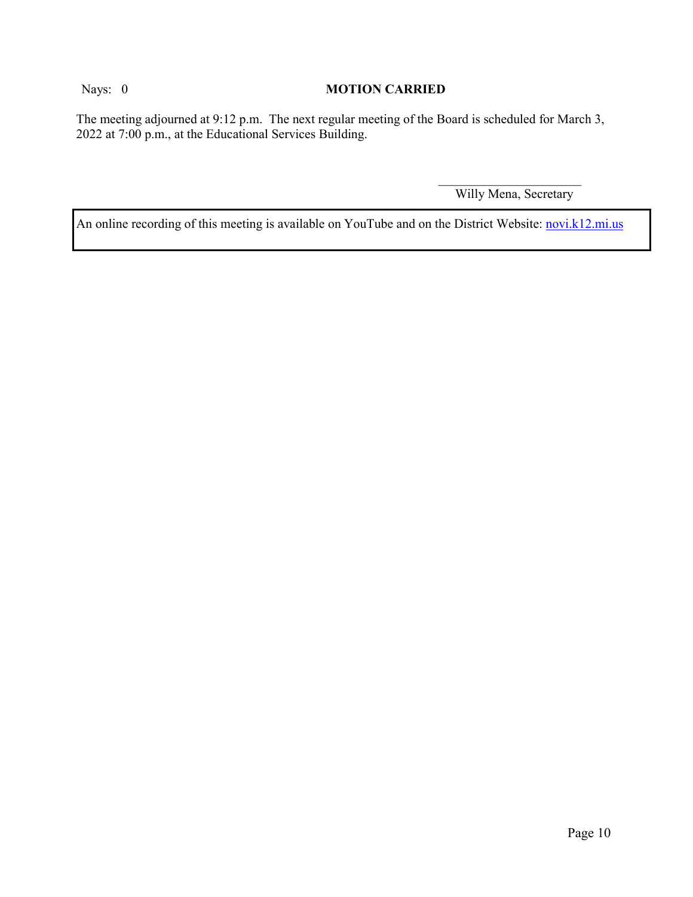Nays: 0 **MOTION CARRIED**

The meeting adjourned at 9:12 p.m. The next regular meeting of the Board is scheduled for March 3, 2022 at 7:00 p.m., at the Educational Services Building.

\_\_\_\_\_\_\_\_\_\_\_\_\_\_\_\_\_\_\_\_\_\_\_\_
Willy Mena, Secretary

An online recording of this meeting is available on YouTube and on the District Website: novi.k12.mi.us